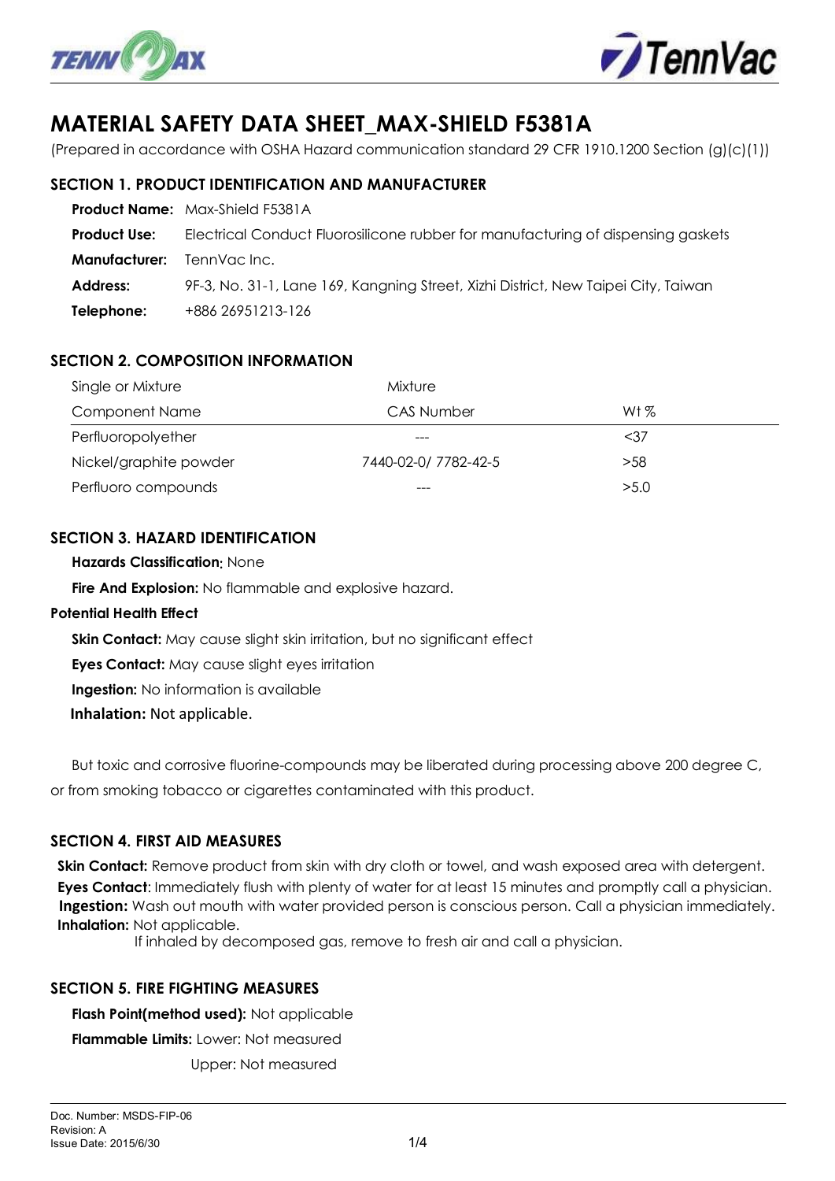# MATERIAL SAFETY DATA SHEET_MAX-SHIELD F5381A

(Prepared in accordance with OSHA Hazard communication standard 29 CFR 1910.1200 Section (g)(c)(1))

## SECTION 1. PRODUCT IDENTIFICATION AND MANUFACTURER

**Product Name:** Max-Shield F5381A

**Product Use:** Electrical Conduct Fluorosilicone rubber for manufacturing of dispensing gaskets

**Manufacturer:** TennVac Inc.

**Address:** 9F-3, No. 31-1, Lane 169, Kangning Street, Xizhi District, New Taipei City, Taiwan

**Telephone:** +886 26951213-126

## SECTION 2. COMPOSITION INFORMATION

Single or Mixture: Mixture

| Component Name | CAS Number | Wt % |
|---|---|---|
| Perfluoropolyether | --- | <37 |
| Nickel/graphite powder | 7440-02-0/ 7782-42-5 | >58 |
| Perfluoro compounds | --- | >5.0 |

## SECTION 3. HAZARD IDENTIFICATION

**Hazards Classification:** None

**Fire And Explosion:** No flammable and explosive hazard.

**Potential Health Effect**

**Skin Contact:** May cause slight skin irritation, but no significant effect

**Eyes Contact:** May cause slight eyes irritation

**Ingestion:** No information is available

**Inhalation:** Not applicable.

But toxic and corrosive fluorine-compounds may be liberated during processing above 200 degree C, or from smoking tobacco or cigarettes contaminated with this product.

## SECTION 4. FIRST AID MEASURES

**Skin Contact:** Remove product from skin with dry cloth or towel, and wash exposed area with detergent.

**Eyes Contact**: Immediately flush with plenty of water for at least 15 minutes and promptly call a physician.

**Ingestion:** Wash out mouth with water provided person is conscious person. Call a physician immediately.

**Inhalation:** Not applicable.

If inhaled by decomposed gas, remove to fresh air and call a physician.

## SECTION 5. FIRE FIGHTING MEASURES

**Flash Point(method used):** Not applicable

**Flammable Limits:** Lower: Not measured

Upper: Not measured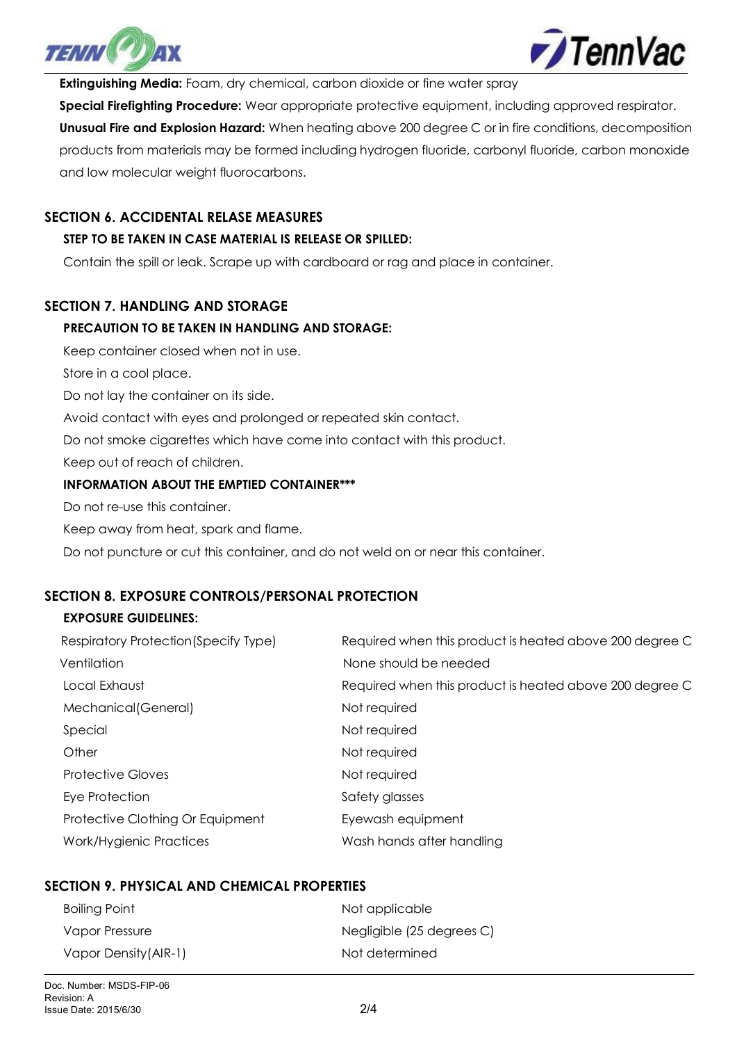**Extinguishing Media:** Foam, dry chemical, carbon dioxide or fine water spray

**Special Firefighting Procedure:** Wear appropriate protective equipment, including approved respirator.

**Unusual Fire and Explosion Hazard:** When heating above 200 degree C or in fire conditions, decomposition products from materials may be formed including hydrogen fluoride, carbonyl fluoride, carbon monoxide and low molecular weight fluorocarbons.

## SECTION 6. ACCIDENTAL RELEASE MEASURES

### STEP TO BE TAKEN IN CASE MATERIAL IS RELEASE OR SPILLED:

Contain the spill or leak. Scrape up with cardboard or rag and place in container.

## SECTION 7. HANDLING AND STORAGE

### PRECAUTION TO BE TAKEN IN HANDLING AND STORAGE:

Keep container closed when not in use.

Store in a cool place.

Do not lay the container on its side.

Avoid contact with eyes and prolonged or repeated skin contact.

Do not smoke cigarettes which have come into contact with this product.

Keep out of reach of children.

### INFORMATION ABOUT THE EMPTIED CONTAINER***

Do not re-use this container.

Keep away from heat, spark and flame.

Do not puncture or cut this container, and do not weld on or near this container.

## SECTION 8. EXPOSURE CONTROLS/PERSONAL PROTECTION

### EXPOSURE GUIDELINES:

| | |
|---|---|
| Respiratory Protection(Specify Type) | Required when this product is heated above 200 degree C |
| Ventilation | None should be needed |
| Local Exhaust | Required when this product is heated above 200 degree C |
| Mechanical(General) | Not required |
| Special | Not required |
| Other | Not required |
| Protective Gloves | Not required |
| Eye Protection | Safety glasses |
| Protective Clothing Or Equipment | Eyewash equipment |
| Work/Hygienic Practices | Wash hands after handling |

## SECTION 9. PHYSICAL AND CHEMICAL PROPERTIES

| | |
|---|---|
| Boiling Point | Not applicable |
| Vapor Pressure | Negligible (25 degrees C) |
| Vapor Density(AIR-1) | Not determined |

Doc. Number: MSDS-FIP-06
Revision: A
Issue Date: 2015/6/30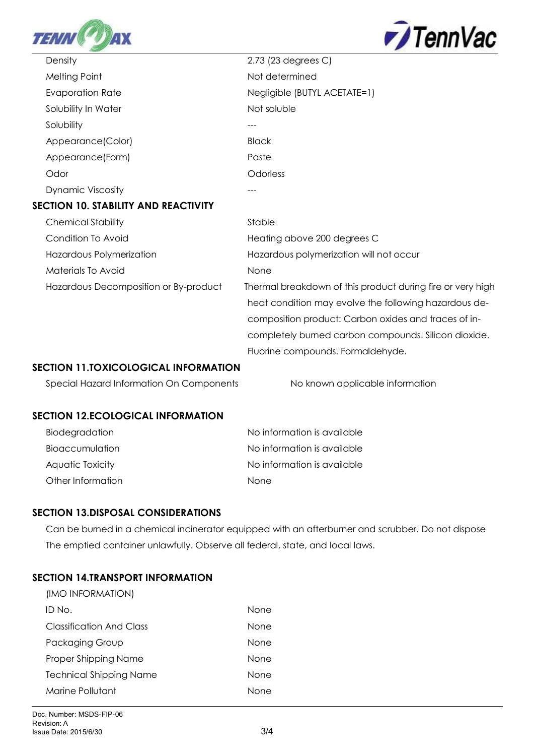| | |
|---|---|
| Density | 2.73 (23 degrees C) |
| Melting Point | Not determined |
| Evaporation Rate | Negligible (BUTYL ACETATE=1) |
| Solubility In Water | Not soluble |
| Solubility | --- |
| Appearance(Color) | Black |
| Appearance(Form) | Paste |
| Odor | Odorless |
| Dynamic Viscosity | --- |

## SECTION 10. STABILITY AND REACTIVITY

| | |
|---|---|
| Chemical Stability | Stable |
| Condition To Avoid | Heating above 200 degrees C |
| Hazardous Polymerization | Hazardous polymerization will not occur |
| Materials To Avoid | None |
| Hazardous Decomposition or By-product | Thermal breakdown of this product during fire or very high heat condition may evolve the following hazardous decomposition product: Carbon oxides and traces of incompletely burned carbon compounds. Silicon dioxide. Fluorine compounds. Formaldehyde. |

## SECTION 11.TOXICOLOGICAL INFORMATION

| | |
|---|---|
| Special Hazard Information On Components | No known applicable information |

## SECTION 12.ECOLOGICAL INFORMATION

| | |
|---|---|
| Biodegradation | No information is available |
| Bioaccumulation | No information is available |
| Aquatic Toxicity | No information is available |
| Other Information | None |

## SECTION 13.DISPOSAL CONSIDERATIONS

Can be burned in a chemical incinerator equipped with an afterburner and scrubber. Do not dispose The emptied container unlawfully. Observe all federal, state, and local laws.

## SECTION 14.TRANSPORT INFORMATION

(IMO INFORMATION)

| | |
|---|---|
| ID No. | None |
| Classification And Class | None |
| Packaging Group | None |
| Proper Shipping Name | None |
| Technical Shipping Name | None |
| Marine Pollutant | None |

Doc. Number: MSDS-FIP-06
Revision: A
Issue Date: 2015/6/30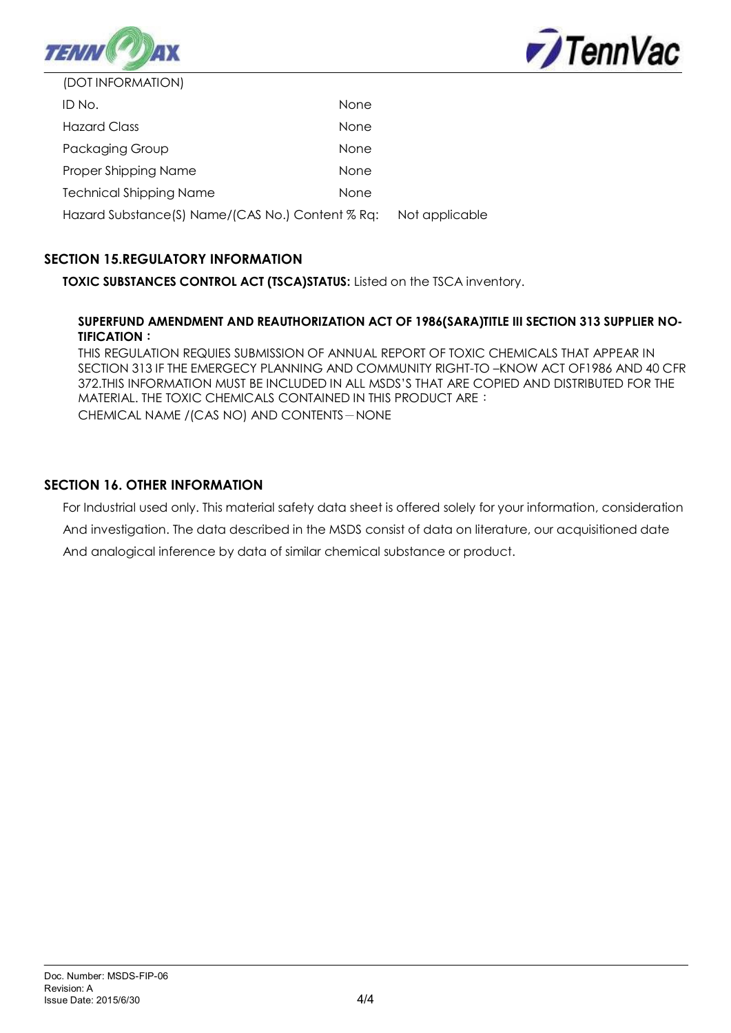(DOT INFORMATION)

| | |
|---|---|
| ID No. | None |
| Hazard Class | None |
| Packaging Group | None |
| Proper Shipping Name | None |
| Technical Shipping Name | None |
| Hazard Substance(S) Name/(CAS No.) Content % Rq: | Not applicable |

## SECTION 15.REGULATORY INFORMATION

**TOXIC SUBSTANCES CONTROL ACT (TSCA)STATUS:** Listed on the TSCA inventory.

**SUPERFUND AMENDMENT AND REAUTHORIZATION ACT OF 1986(SARA)TITLE III SECTION 313 SUPPLIER NO-TIFICATION：**

THIS REGULATION REQUIES SUBMISSION OF ANNUAL REPORT OF TOXIC CHEMICALS THAT APPEAR IN SECTION 313 IF THE EMERGECY PLANNING AND COMMUNITY RIGHT-TO –KNOW ACT OF1986 AND 40 CFR 372.THIS INFORMATION MUST BE INCLUDED IN ALL MSDS'S THAT ARE COPIED AND DISTRIBUTED FOR THE MATERIAL. THE TOXIC CHEMICALS CONTAINED IN THIS PRODUCT ARE：

CHEMICAL NAME /(CAS NO) AND CONTENTS－NONE

## SECTION 16. OTHER INFORMATION

For Industrial used only. This material safety data sheet is offered solely for your information, consideration And investigation. The data described in the MSDS consist of data on literature, our acquisitioned date And analogical inference by data of similar chemical substance or product.

Doc. Number: MSDS-FIP-06
Revision: A
Issue Date: 2015/6/30